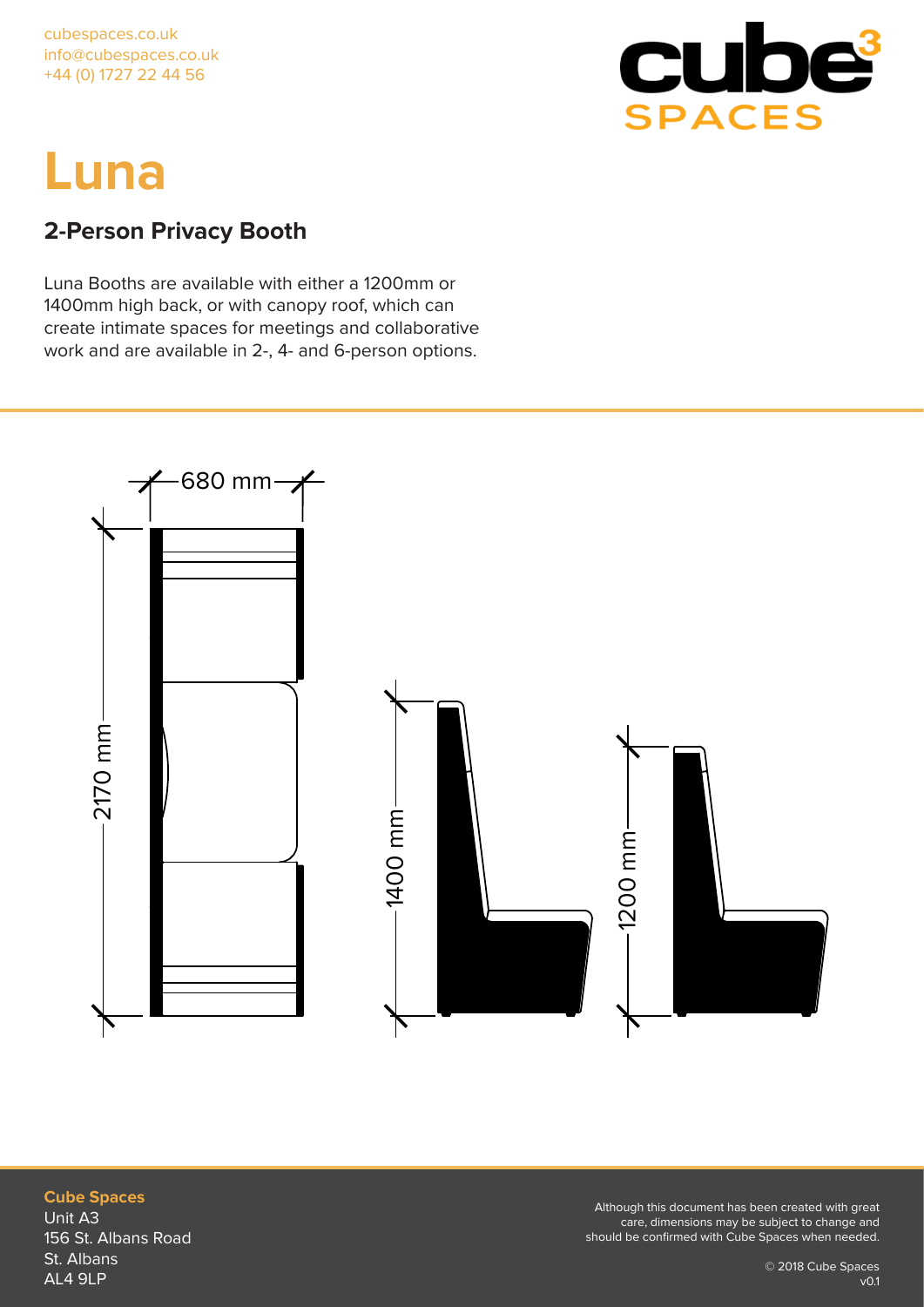cubespaces.co.uk
info@cubespaces.co.uk
+44 (0) 1727 22 44 56

# Luna

## 2-Person Privacy Booth

Luna Booths are available with either a 1200mm or 1400mm high back, or with canopy roof, which can create intimate spaces for meetings and collaborative work and are available in 2-, 4- and 6-person options.

680 mm

2170 mm

1400 mm

1200 mm

**Cube Spaces**
Unit A3
156 St. Albans Road
St. Albans
AL4 9LP

Although this document has been created with great care, dimensions may be subject to change and should be confirmed with Cube Spaces when needed.

© 2018 Cube Spaces
v0.1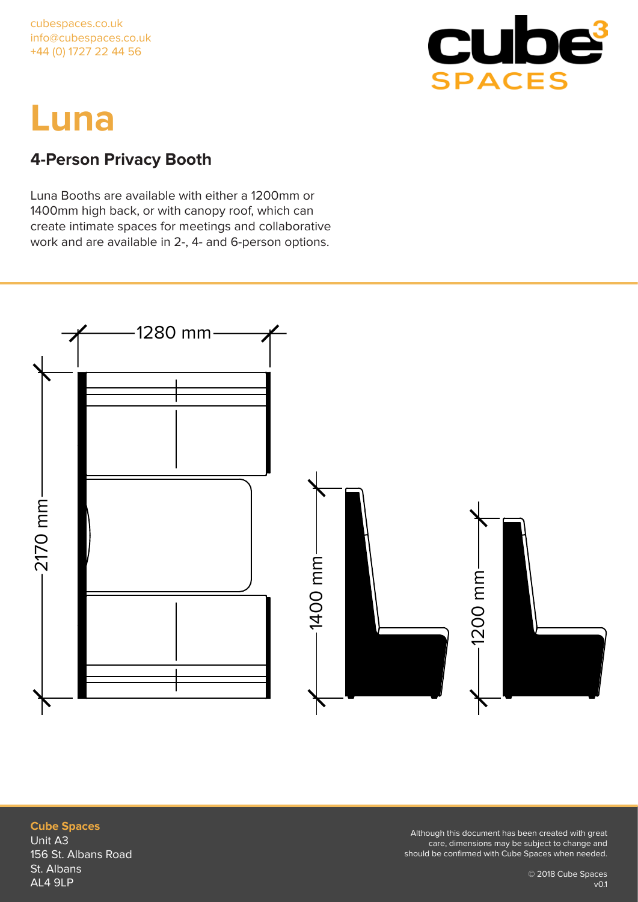cubespaces.co.uk
info@cubespaces.co.uk
+44 (0) 1727 22 44 56

# Luna

## 4-Person Privacy Booth

Luna Booths are available with either a 1200mm or 1400mm high back, or with canopy roof, which can create intimate spaces for meetings and collaborative work and are available in 2-, 4- and 6-person options.

1280 mm

2170 mm

1400 mm

1200 mm

**Cube Spaces**
Unit A3
156 St. Albans Road
St. Albans
AL4 9LP

Although this document has been created with great care, dimensions may be subject to change and should be confirmed with Cube Spaces when needed.

© 2018 Cube Spaces
v0.1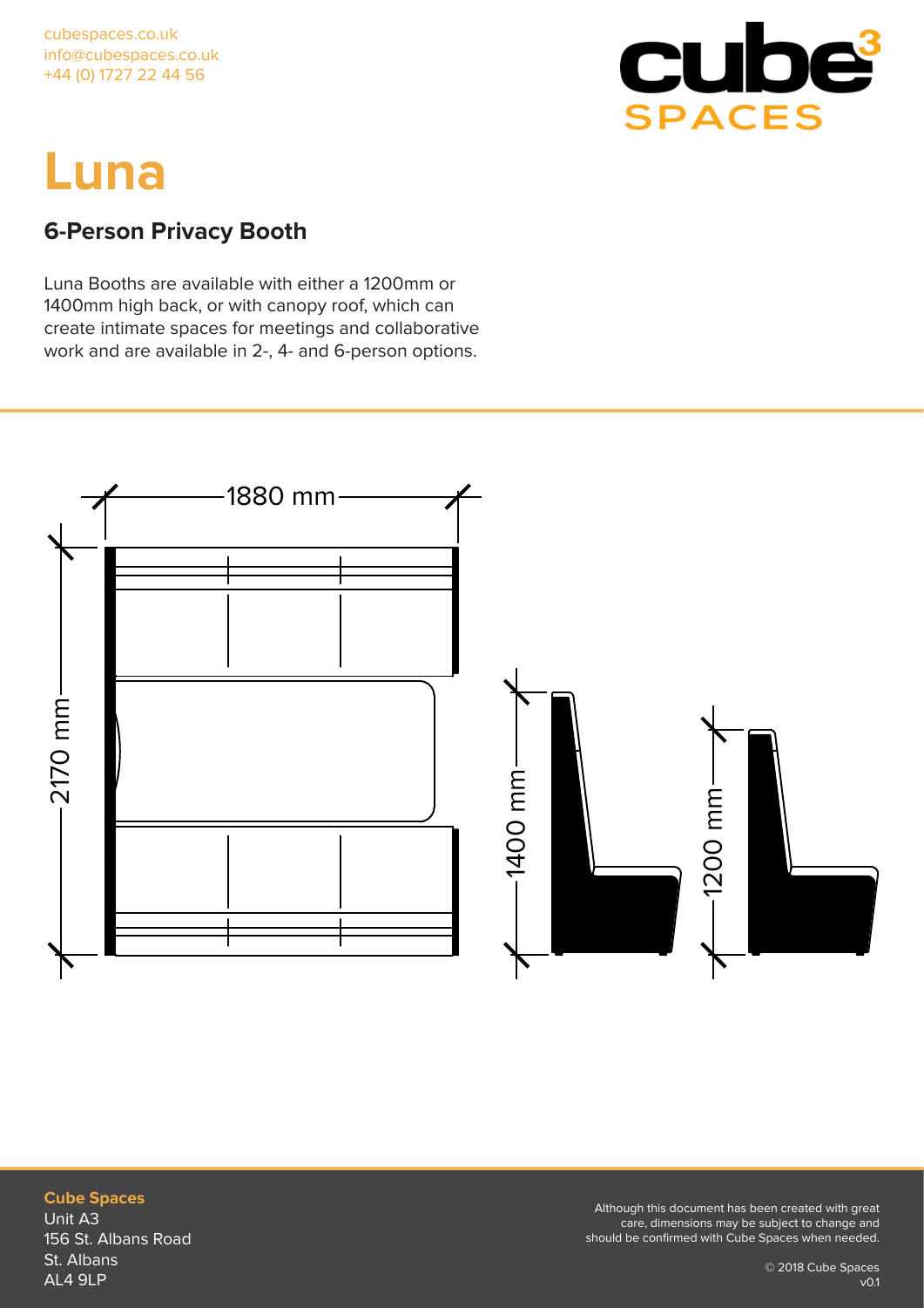cubespaces.co.uk
info@cubespaces.co.uk
+44 (0) 1727 22 44 56

# Luna

## 6-Person Privacy Booth

Luna Booths are available with either a 1200mm or 1400mm high back, or with canopy roof, which can create intimate spaces for meetings and collaborative work and are available in 2-, 4- and 6-person options.

1880 mm

2170 mm

1400 mm

1200 mm

**Cube Spaces**
Unit A3
156 St. Albans Road
St. Albans
AL4 9LP

Although this document has been created with great care, dimensions may be subject to change and should be confirmed with Cube Spaces when needed.

© 2018 Cube Spaces
v0.1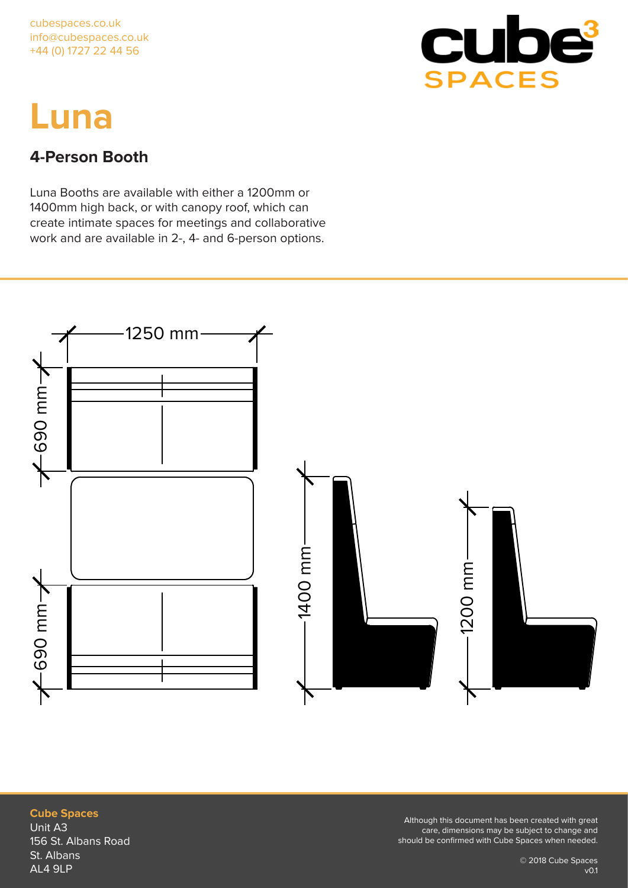cubespaces.co.uk
info@cubespaces.co.uk
+44 (0) 1727 22 44 56

# Luna

## 4-Person Booth

Luna Booths are available with either a 1200mm or 1400mm high back, or with canopy roof, which can create intimate spaces for meetings and collaborative work and are available in 2-, 4- and 6-person options.

1250 mm

690 mm

690 mm

1400 mm

1200 mm

**Cube Spaces**
Unit A3
156 St. Albans Road
St. Albans
AL4 9LP

Although this document has been created with great care, dimensions may be subject to change and should be confirmed with Cube Spaces when needed.

© 2018 Cube Spaces
v0.1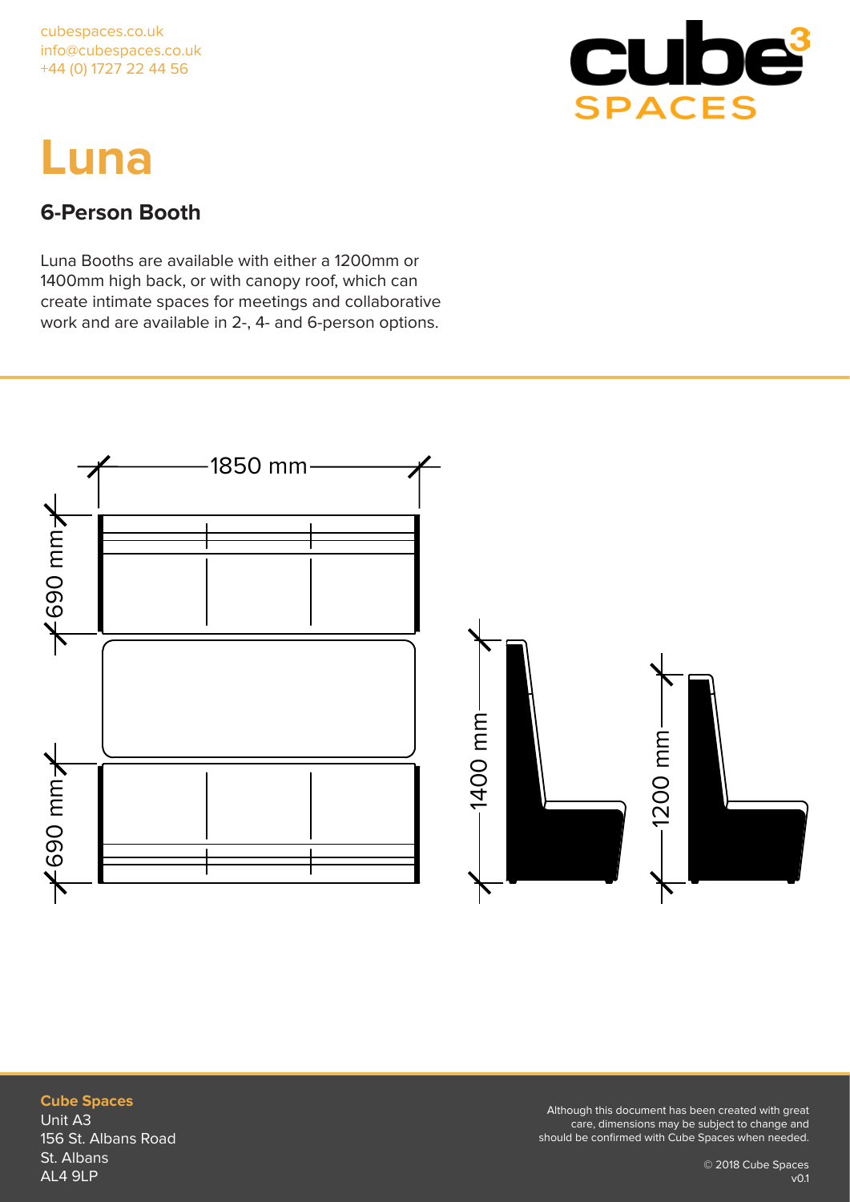cubespaces.co.uk
info@cubespaces.co.uk
+44 (0) 1727 22 44 56

# Luna

## 6-Person Booth

Luna Booths are available with either a 1200mm or 1400mm high back, or with canopy roof, which can create intimate spaces for meetings and collaborative work and are available in 2-, 4- and 6-person options.

1850 mm

690 mm

690 mm

1400 mm

1200 mm

**Cube Spaces**
Unit A3
156 St. Albans Road
St. Albans
AL4 9LP

Although this document has been created with great care, dimensions may be subject to change and should be confirmed with Cube Spaces when needed.

© 2018 Cube Spaces
v0.1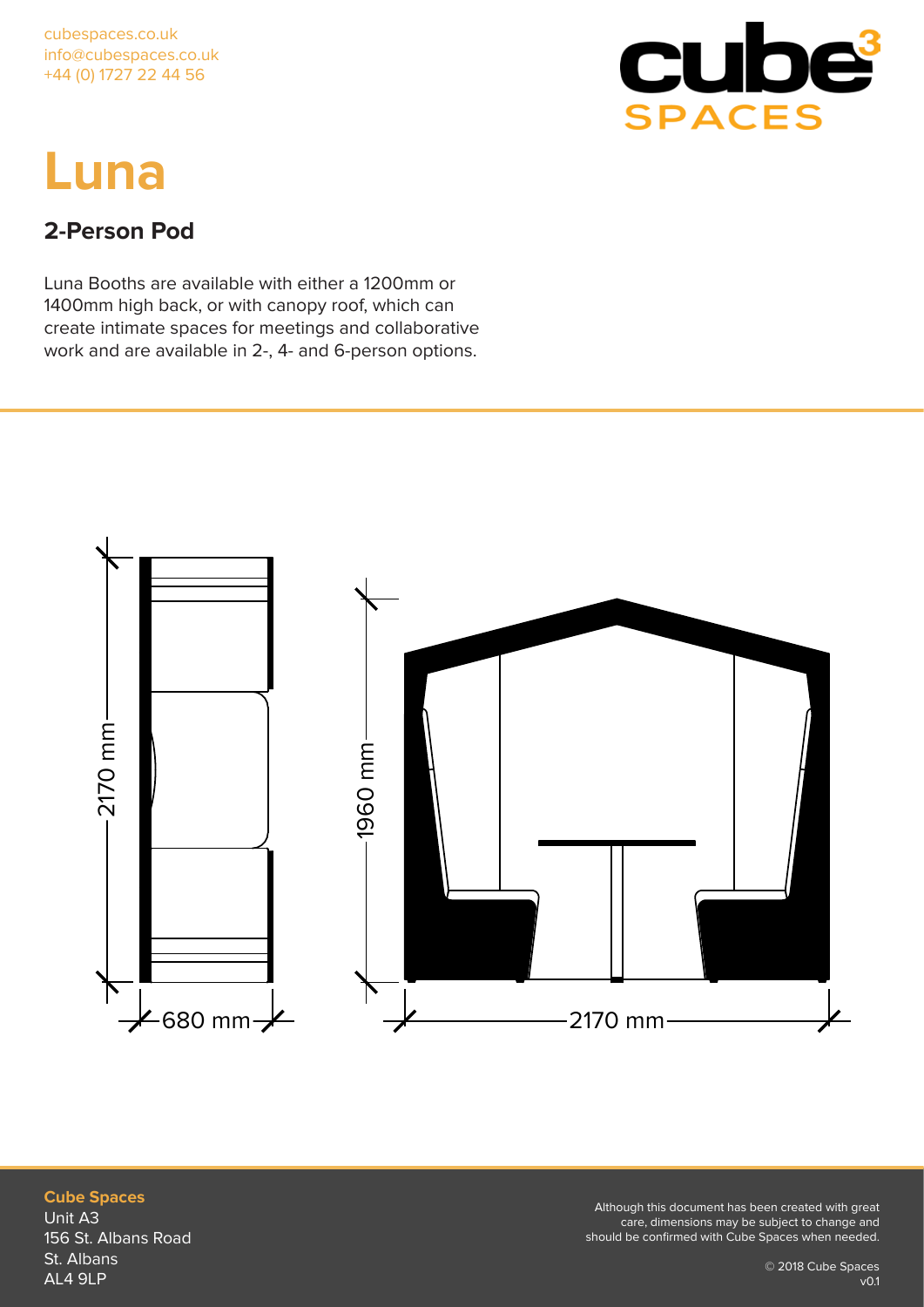cubespaces.co.uk
info@cubespaces.co.uk
+44 (0) 1727 22 44 56

# Luna

## 2-Person Pod

Luna Booths are available with either a 1200mm or 1400mm high back, or with canopy roof, which can create intimate spaces for meetings and collaborative work and are available in 2-, 4- and 6-person options.

2170 mm

680 mm

1960 mm

2170 mm

**Cube Spaces**
Unit A3
156 St. Albans Road
St. Albans
AL4 9LP

Although this document has been created with great care, dimensions may be subject to change and should be confirmed with Cube Spaces when needed.

© 2018 Cube Spaces
v0.1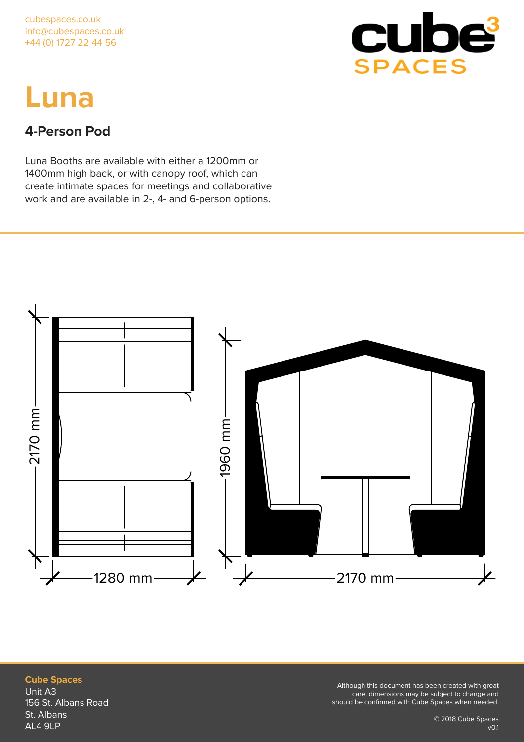cubespaces.co.uk
info@cubespaces.co.uk
+44 (0) 1727 22 44 56

# Luna

## 4-Person Pod

Luna Booths are available with either a 1200mm or 1400mm high back, or with canopy roof, which can create intimate spaces for meetings and collaborative work and are available in 2-, 4- and 6-person options.

2170 mm

1280 mm

1960 mm

2170 mm

**Cube Spaces**
Unit A3
156 St. Albans Road
St. Albans
AL4 9LP

Although this document has been created with great care, dimensions may be subject to change and should be confirmed with Cube Spaces when needed.

© 2018 Cube Spaces
v0.1